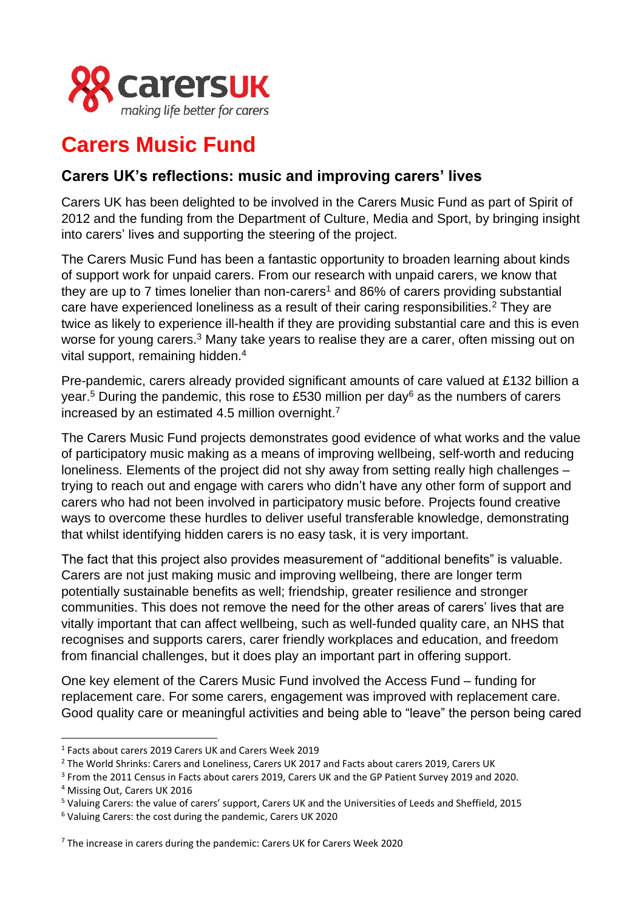carersUK
making life better for carers

# Carers Music Fund

## Carers UK's reflections: music and improving carers' lives

Carers UK has been delighted to be involved in the Carers Music Fund as part of Spirit of 2012 and the funding from the Department of Culture, Media and Sport, by bringing insight into carers' lives and supporting the steering of the project.

The Carers Music Fund has been a fantastic opportunity to broaden learning about kinds of support work for unpaid carers. From our research with unpaid carers, we know that they are up to 7 times lonelier than non-carers[1] and 86% of carers providing substantial care have experienced loneliness as a result of their caring responsibilities.[2] They are twice as likely to experience ill-health if they are providing substantial care and this is even worse for young carers.[3] Many take years to realise they are a carer, often missing out on vital support, remaining hidden.[4]

Pre-pandemic, carers already provided significant amounts of care valued at £132 billion a year.[5] During the pandemic, this rose to £530 million per day[6] as the numbers of carers increased by an estimated 4.5 million overnight.[7]

The Carers Music Fund projects demonstrates good evidence of what works and the value of participatory music making as a means of improving wellbeing, self-worth and reducing loneliness. Elements of the project did not shy away from setting really high challenges – trying to reach out and engage with carers who didn't have any other form of support and carers who had not been involved in participatory music before. Projects found creative ways to overcome these hurdles to deliver useful transferable knowledge, demonstrating that whilst identifying hidden carers is no easy task, it is very important.

The fact that this project also provides measurement of "additional benefits" is valuable. Carers are not just making music and improving wellbeing, there are longer term potentially sustainable benefits as well; friendship, greater resilience and stronger communities. This does not remove the need for the other areas of carers' lives that are vitally important that can affect wellbeing, such as well-funded quality care, an NHS that recognises and supports carers, carer friendly workplaces and education, and freedom from financial challenges, but it does play an important part in offering support.

One key element of the Carers Music Fund involved the Access Fund – funding for replacement care. For some carers, engagement was improved with replacement care. Good quality care or meaningful activities and being able to "leave" the person being cared

---

[1] Facts about carers 2019 Carers UK and Carers Week 2019

[2] The World Shrinks: Carers and Loneliness, Carers UK 2017 and Facts about carers 2019, Carers UK

[3] From the 2011 Census in Facts about carers 2019, Carers UK and the GP Patient Survey 2019 and 2020.

[4] Missing Out, Carers UK 2016

[5] Valuing Carers: the value of carers' support, Carers UK and the Universities of Leeds and Sheffield, 2015

[6] Valuing Carers: the cost during the pandemic, Carers UK 2020

[7] The increase in carers during the pandemic: Carers UK for Carers Week 2020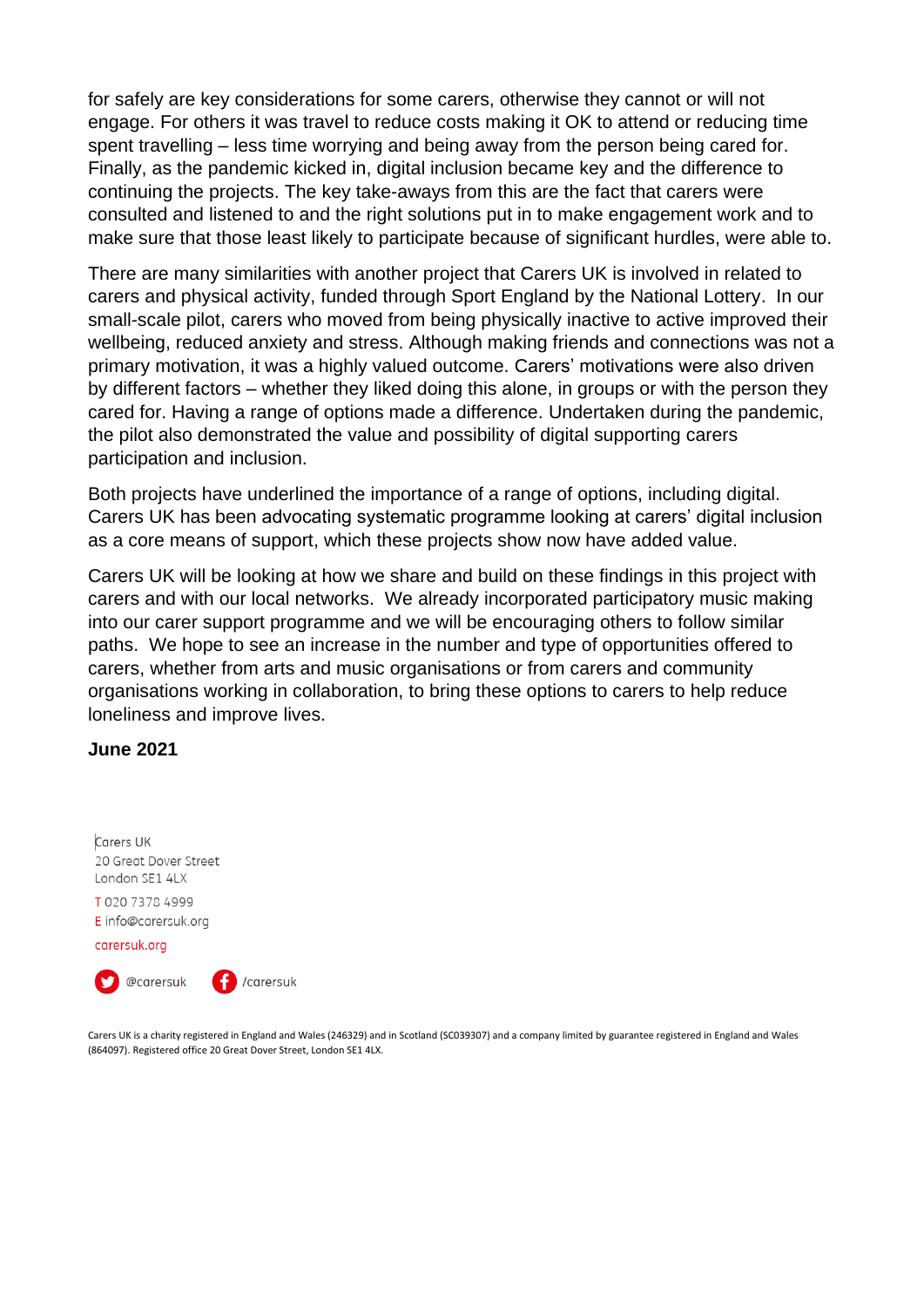for safely are key considerations for some carers, otherwise they cannot or will not engage. For others it was travel to reduce costs making it OK to attend or reducing time spent travelling – less time worrying and being away from the person being cared for. Finally, as the pandemic kicked in, digital inclusion became key and the difference to continuing the projects. The key take-aways from this are the fact that carers were consulted and listened to and the right solutions put in to make engagement work and to make sure that those least likely to participate because of significant hurdles, were able to.

There are many similarities with another project that Carers UK is involved in related to carers and physical activity, funded through Sport England by the National Lottery. In our small-scale pilot, carers who moved from being physically inactive to active improved their wellbeing, reduced anxiety and stress. Although making friends and connections was not a primary motivation, it was a highly valued outcome. Carers' motivations were also driven by different factors – whether they liked doing this alone, in groups or with the person they cared for. Having a range of options made a difference. Undertaken during the pandemic, the pilot also demonstrated the value and possibility of digital supporting carers participation and inclusion.

Both projects have underlined the importance of a range of options, including digital. Carers UK has been advocating systematic programme looking at carers' digital inclusion as a core means of support, which these projects show now have added value.

Carers UK will be looking at how we share and build on these findings in this project with carers and with our local networks. We already incorporated participatory music making into our carer support programme and we will be encouraging others to follow similar paths. We hope to see an increase in the number and type of opportunities offered to carers, whether from arts and music organisations or from carers and community organisations working in collaboration, to bring these options to carers to help reduce loneliness and improve lives.

**June 2021**

Carers UK
20 Great Dover Street
London SE1 4LX

T 020 7378 4999
E info@carersuk.org

carersuk.org

@carersuk /carersuk

Carers UK is a charity registered in England and Wales (246329) and in Scotland (SC039307) and a company limited by guarantee registered in England and Wales (864097). Registered office 20 Great Dover Street, London SE1 4LX.